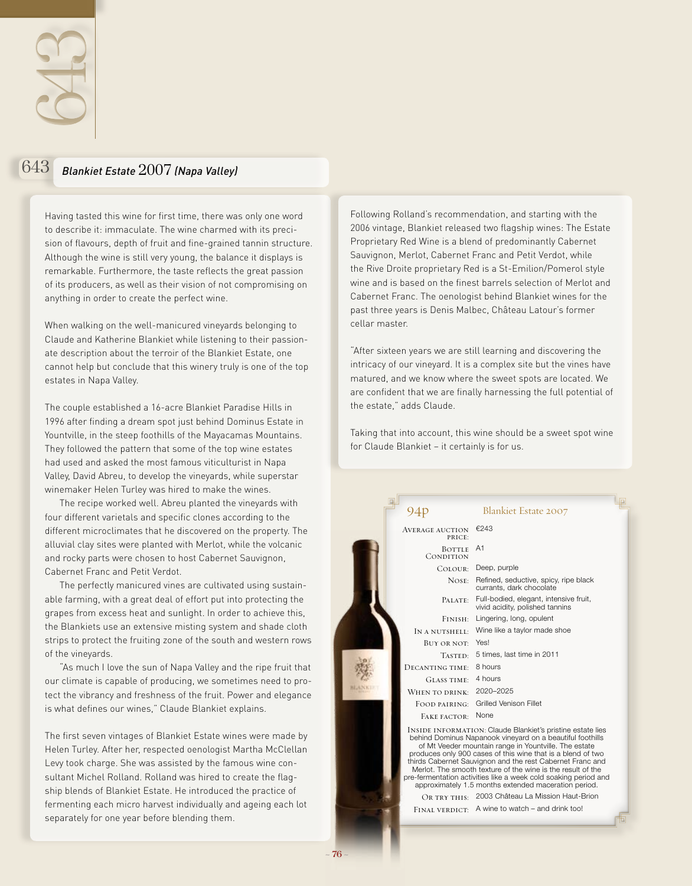## 643 *Blankiet Estate* 2007 *(Napa Valley)*

Having tasted this wine for first time, there was only one word to describe it: immaculate. The wine charmed with its precision of flavours, depth of fruit and fine-grained tannin structure. Although the wine is still very young, the balance it displays is remarkable. Furthermore, the taste reflects the great passion of its producers, as well as their vision of not compromising on anything in order to create the perfect wine.

When walking on the well-manicured vineyards belonging to Claude and Katherine Blankiet while listening to their passionate description about the terroir of the Blankiet Estate, one cannot help but conclude that this winery truly is one of the top estates in Napa Valley.

The couple established a 16-acre Blankiet Paradise Hills in 1996 after finding a dream spot just behind Dominus Estate in Yountville, in the steep foothills of the Mayacamas Mountains. They followed the pattern that some of the top wine estates had used and asked the most famous viticulturist in Napa Valley, David Abreu, to develop the vineyards, while superstar winemaker Helen Turley was hired to make the wines.

The recipe worked well. Abreu planted the vineyards with four different varietals and specific clones according to the different microclimates that he discovered on the property. The alluvial clay sites were planted with Merlot, while the volcanic and rocky parts were chosen to host Cabernet Sauvignon, Cabernet Franc and Petit Verdot.

The perfectly manicured vines are cultivated using sustainable farming, with a great deal of effort put into protecting the grapes from excess heat and sunlight. In order to achieve this, the Blankiets use an extensive misting system and shade cloth strips to protect the fruiting zone of the south and western rows of the vineyards.

"As much I love the sun of Napa Valley and the ripe fruit that our climate is capable of producing, we sometimes need to protect the vibrancy and freshness of the fruit. Power and elegance is what defines our wines," Claude Blankiet explains.

The first seven vintages of Blankiet Estate wines were made by Helen Turley. After her, respected oenologist Martha McClellan Levy took charge. She was assisted by the famous wine consultant Michel Rolland. Rolland was hired to create the flagship blends of Blankiet Estate. He introduced the practice of fermenting each micro harvest individually and ageing each lot separately for one year before blending them.

Following Rolland's recommendation, and starting with the 2006 vintage, Blankiet released two flagship wines: The Estate Proprietary Red Wine is a blend of predominantly Cabernet Sauvignon, Merlot, Cabernet Franc and Petit Verdot, while the Rive Droite proprietary Red is a St-Emilion/Pomerol style wine and is based on the finest barrels selection of Merlot and Cabernet Franc. The oenologist behind Blankiet wines for the past three years is Denis Malbec, Château Latour's former cellar master.

"After sixteen years we are still learning and discovering the intricacy of our vineyard. It is a complex site but the vines have matured, and we know where the sweet spots are located. We are confident that we are finally harnessing the full potential of the estate," adds Claude.

Taking that into account, this wine should be a sweet spot wine for Claude Blankiet – it certainly is for us.

| 94p | Blankiet Estate 2007 |
|---|---|
| Average auction price: | €243 |
| Bottle Condition | A1 |
| Colour: | Deep, purple |
| Nose: | Refined, seductive, spicy, ripe black currants, dark chocolate |
| Palate: | Full-bodied, elegant, intensive fruit, vivid acidity, polished tannins |
| Finish: | Lingering, long, opulent |
| In a nutshell: | Wine like a taylor made shoe |
| Buy or not: | Yes! |
| Tasted: | 5 times, last time in 2011 |
| Decanting time: | 8 hours |
| Glass time: | 4 hours |
| When to drink: | 2020–2025 |
| Food pairing: | Grilled Venison Fillet |
| Fake factor: | None |

Inside information: Claude Blankiet's pristine estate lies behind Dominus Napanook vineyard on a beautiful foothills of Mt Veeder mountain range in Yountville. The estate produces only 900 cases of this wine that is a blend of two thirds Cabernet Sauvignon and the rest Cabernet Franc and Merlot. The smooth texture of the wine is the result of the pre-fermentation activities like a week cold soaking period and approximately 1.5 months extended maceration period.

| | |
|---|---|
| Or try this: | 2003 Château La Mission Haut-Brion |
| Final verdict: | A wine to watch – and drink too! |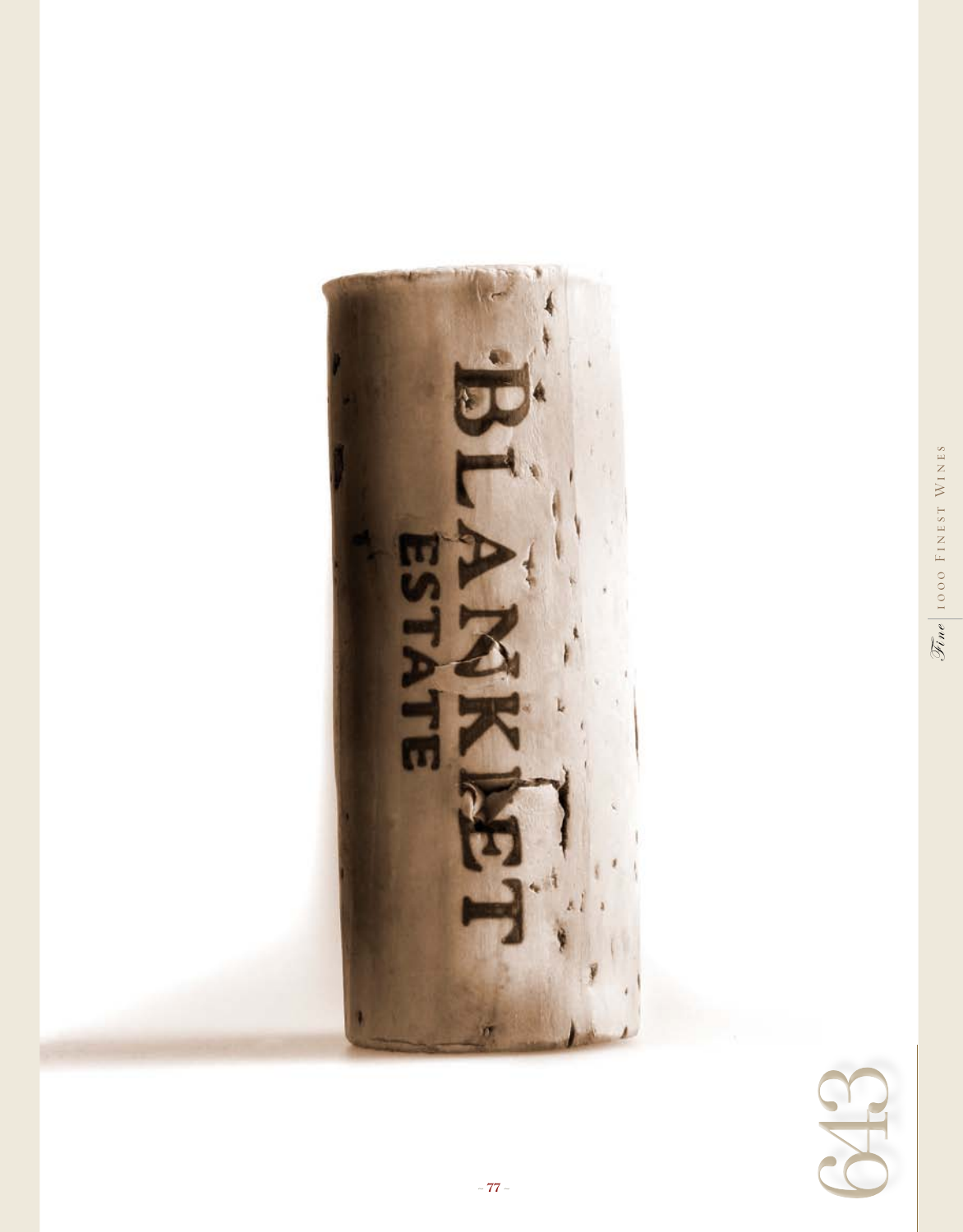643